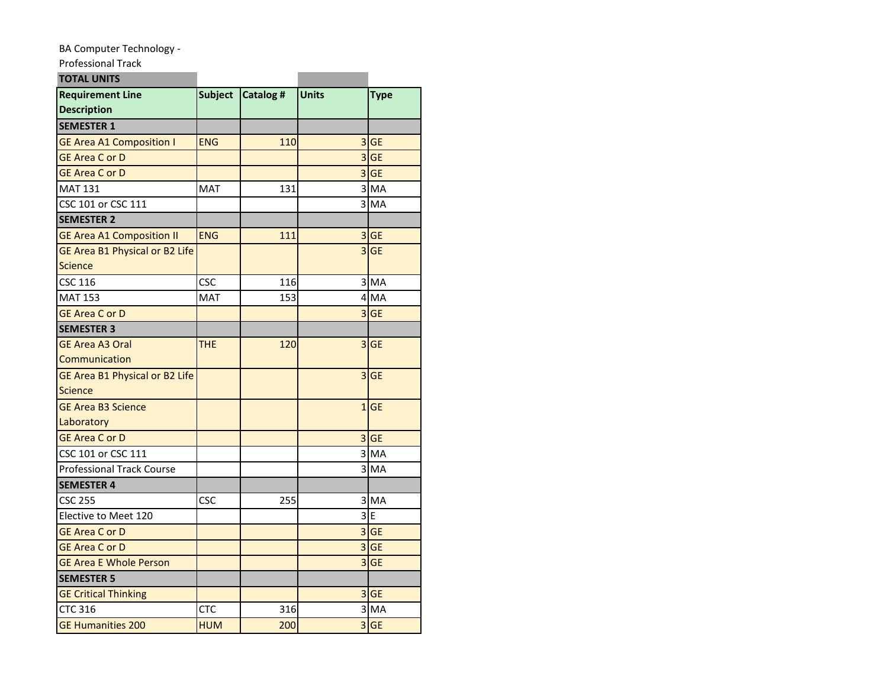BA Computer Technology - Professional Track

| TOTAL UNITS | | | | |
|---|---|---|---|---|
| **Requirement Line Description** | **Subject** | **Catalog #** | **Units** | **Type** |
| **SEMESTER 1** | | | | |
| GE Area A1 Composition I | ENG | 110 | 3 | GE |
| GE Area C or D | | | 3 | GE |
| GE Area C or D | | | 3 | GE |
| MAT 131 | MAT | 131 | 3 | MA |
| CSC 101 or CSC 111 | | | 3 | MA |
| **SEMESTER 2** | | | | |
| GE Area A1 Composition II | ENG | 111 | 3 | GE |
| GE Area B1 Physical or B2 Life Science | | | 3 | GE |
| CSC 116 | CSC | 116 | 3 | MA |
| MAT 153 | MAT | 153 | 4 | MA |
| GE Area C or D | | | 3 | GE |
| **SEMESTER 3** | | | | |
| GE Area A3 Oral Communication | THE | 120 | 3 | GE |
| GE Area B1 Physical or B2 Life Science | | | 3 | GE |
| GE Area B3 Science Laboratory | | | 1 | GE |
| GE Area C or D | | | 3 | GE |
| CSC 101 or CSC 111 | | | 3 | MA |
| Professional Track Course | | | 3 | MA |
| **SEMESTER 4** | | | | |
| CSC 255 | CSC | 255 | 3 | MA |
| Elective to Meet 120 | | | 3 | E |
| GE Area C or D | | | 3 | GE |
| GE Area C or D | | | 3 | GE |
| GE Area E Whole Person | | | 3 | GE |
| **SEMESTER 5** | | | | |
| GE Critical Thinking | | | 3 | GE |
| CTC 316 | CTC | 316 | 3 | MA |
| GE Humanities 200 | HUM | 200 | 3 | GE |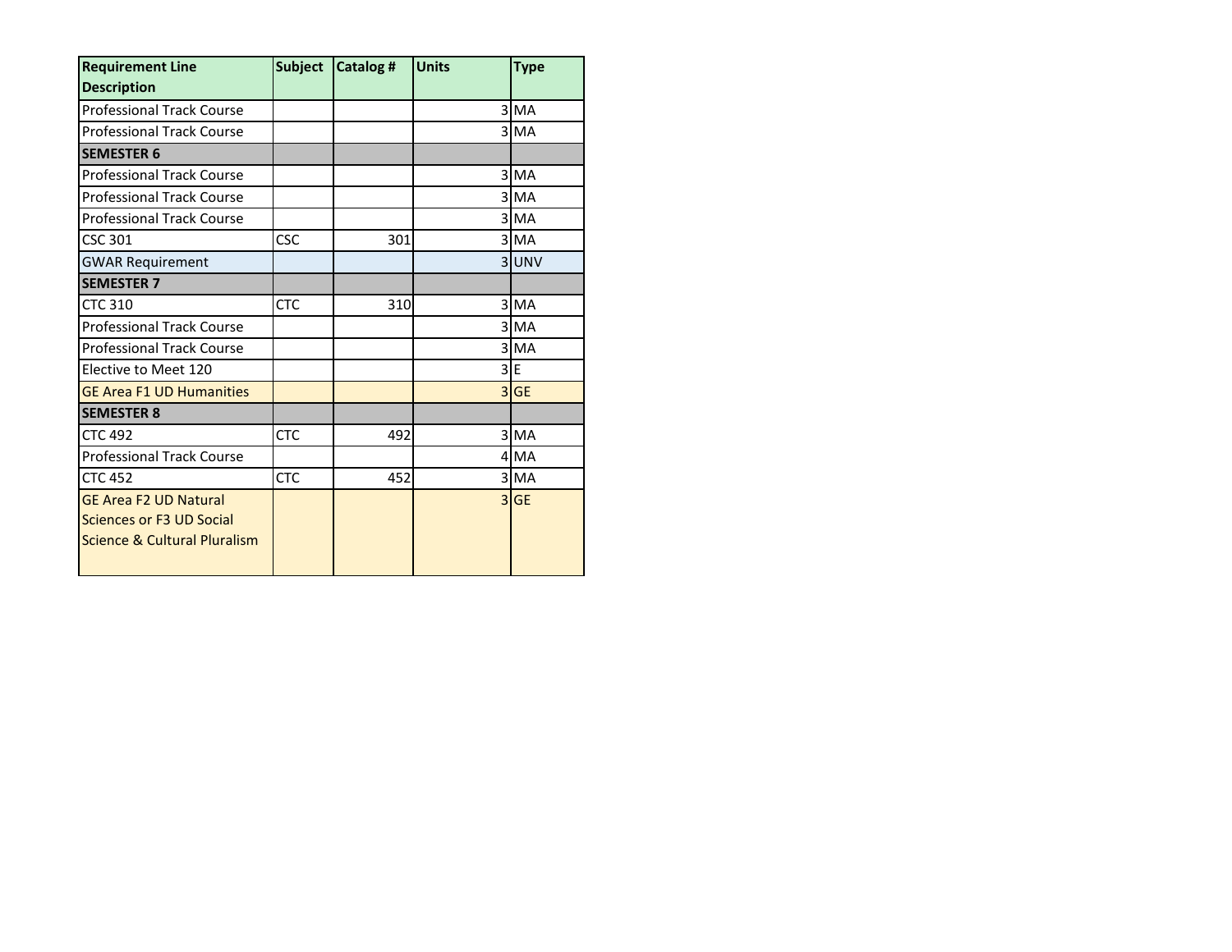| Requirement Line Description | Subject | Catalog # | Units | Type |
|---|---|---|---|---|
| Professional Track Course | | | 3 | MA |
| Professional Track Course | | | 3 | MA |
| **SEMESTER 6** | | | | |
| Professional Track Course | | | 3 | MA |
| Professional Track Course | | | 3 | MA |
| Professional Track Course | | | 3 | MA |
| CSC 301 | CSC | 301 | 3 | MA |
| GWAR Requirement | | | 3 | UNV |
| **SEMESTER 7** | | | | |
| CTC 310 | CTC | 310 | 3 | MA |
| Professional Track Course | | | 3 | MA |
| Professional Track Course | | | 3 | MA |
| Elective to Meet 120 | | | 3 | E |
| GE Area F1 UD Humanities | | | 3 | GE |
| **SEMESTER 8** | | | | |
| CTC 492 | CTC | 492 | 3 | MA |
| Professional Track Course | | | 4 | MA |
| CTC 452 | CTC | 452 | 3 | MA |
| GE Area F2 UD Natural Sciences or F3 UD Social Science & Cultural Pluralism | | | 3 | GE |